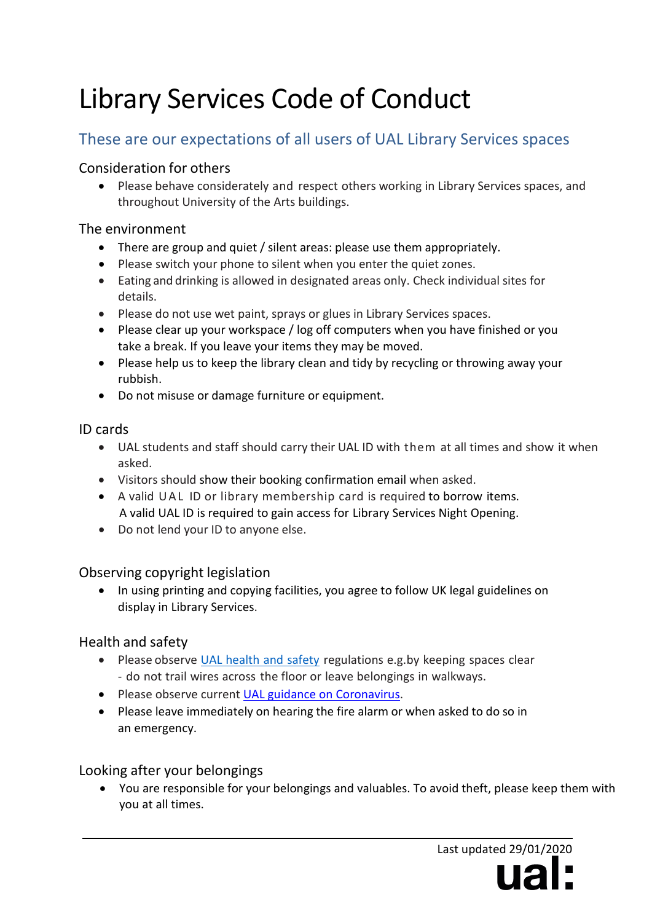# Library Services Code of Conduct

## These are our expectations of all users of UAL Library Services spaces

### Consideration for others

- Please behave considerately and respect others working in Library Services spaces, and throughout University of the Arts buildings.

### The environment

- There are group and quiet / silent areas: please use them appropriately.
- Please switch your phone to silent when you enter the quiet zones.
- Eating and drinking is allowed in designated areas only. Check individual sites for details.
- Please do not use wet paint, sprays or glues in Library Services spaces.
- Please clear up your workspace / log off computers when you have finished or you take a break. If you leave your items they may be moved.
- Please help us to keep the library clean and tidy by recycling or throwing away your rubbish.
- Do not misuse or damage furniture or equipment.

### ID cards

- UAL students and staff should carry their UAL ID with them at all times and show it when asked.
- Visitors should show their booking confirmation email when asked.
- A valid UAL ID or library membership card is required to borrow items. A valid UAL ID is required to gain access for Library Services Night Opening.
- Do not lend your ID to anyone else.

### Observing copyright legislation

- In using printing and copying facilities, you agree to follow UK legal guidelines on display in Library Services.

### Health and safety

- Please observe [UAL health and safety]() regulations e.g.by keeping spaces clear - do not trail wires across the floor or leave belongings in walkways.
- Please observe current [UAL guidance on Coronavirus]().
- Please leave immediately on hearing the fire alarm or when asked to do so in an emergency.

### Looking after your belongings

- You are responsible for your belongings and valuables. To avoid theft, please keep them with you at all times.

Last updated 29/01/2020

ual: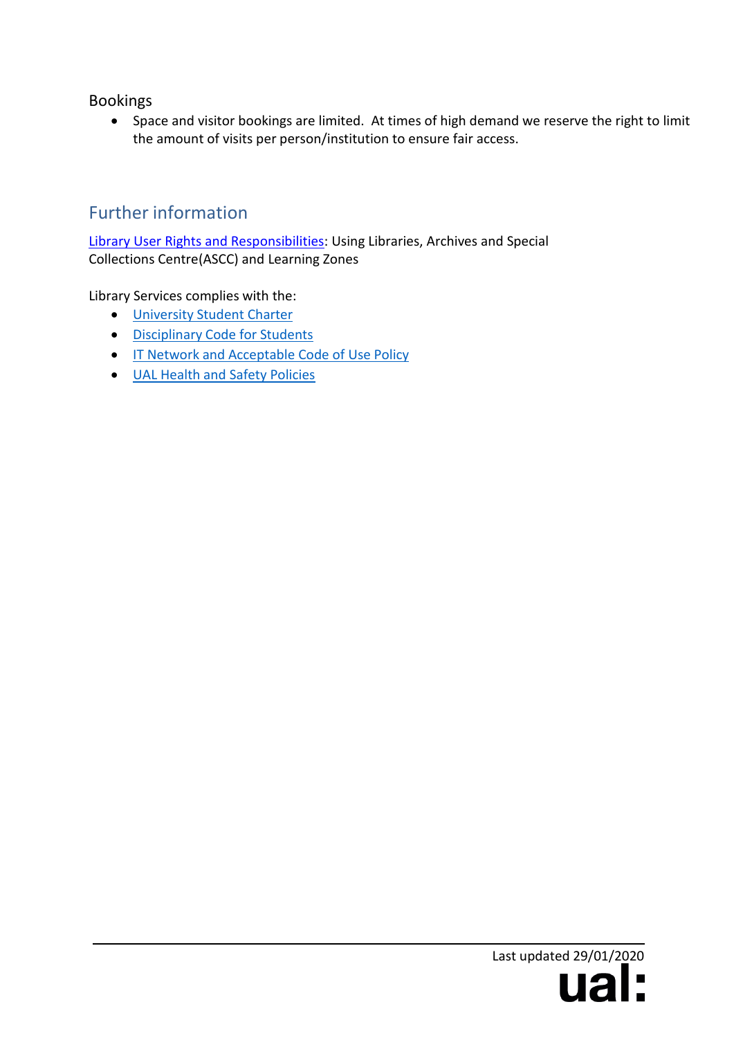Bookings

- Space and visitor bookings are limited. At times of high demand we reserve the right to limit the amount of visits per person/institution to ensure fair access.

## Further information

Library User Rights and Responsibilities: Using Libraries, Archives and Special Collections Centre(ASCC) and Learning Zones

Library Services complies with the:

- University Student Charter
- Disciplinary Code for Students
- IT Network and Acceptable Code of Use Policy
- UAL Health and Safety Policies

Last updated 29/01/2020